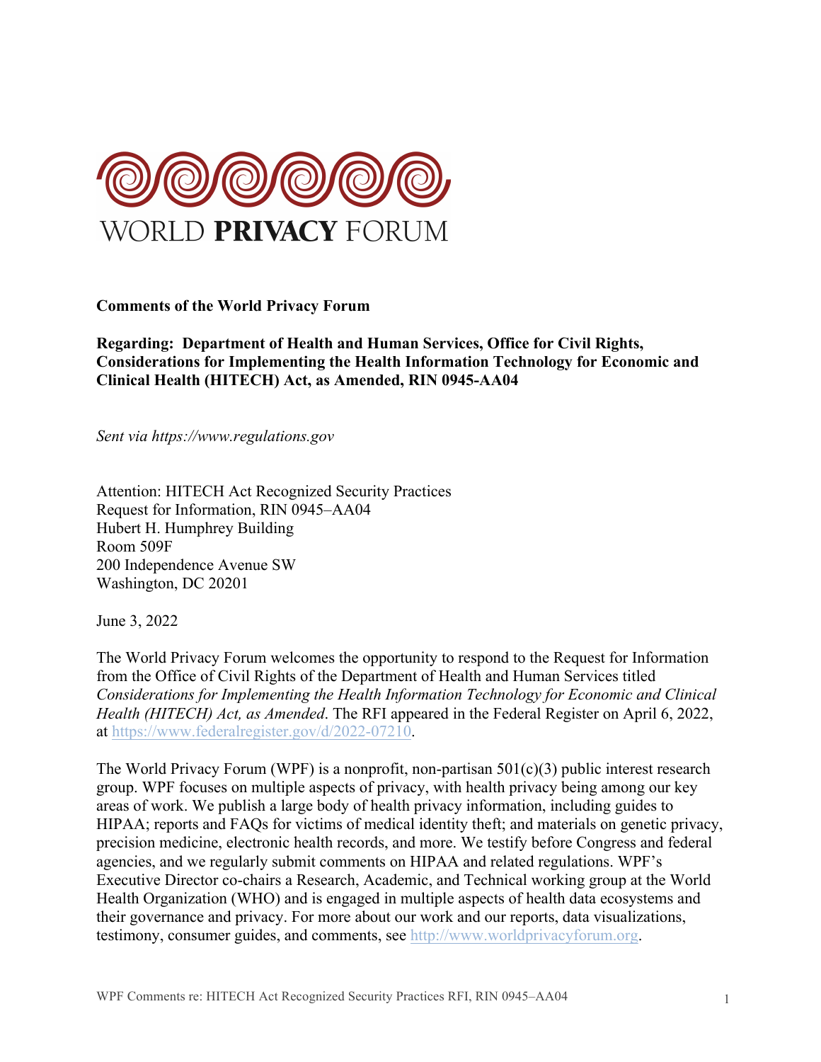WORLD **PRIVACY** FORUM

**Comments of the World Privacy Forum**

**Regarding: Department of Health and Human Services, Office for Civil Rights, Considerations for Implementing the Health Information Technology for Economic and Clinical Health (HITECH) Act, as Amended, RIN 0945-AA04**

*Sent via https://www.regulations.gov*

Attention: HITECH Act Recognized Security Practices
Request for Information, RIN 0945–AA04
Hubert H. Humphrey Building
Room 509F
200 Independence Avenue SW
Washington, DC 20201

June 3, 2022

The World Privacy Forum welcomes the opportunity to respond to the Request for Information from the Office of Civil Rights of the Department of Health and Human Services titled *Considerations for Implementing the Health Information Technology for Economic and Clinical Health (HITECH) Act, as Amended*. The RFI appeared in the Federal Register on April 6, 2022, at https://www.federalregister.gov/d/2022-07210.

The World Privacy Forum (WPF) is a nonprofit, non-partisan 501(c)(3) public interest research group. WPF focuses on multiple aspects of privacy, with health privacy being among our key areas of work. We publish a large body of health privacy information, including guides to HIPAA; reports and FAQs for victims of medical identity theft; and materials on genetic privacy, precision medicine, electronic health records, and more. We testify before Congress and federal agencies, and we regularly submit comments on HIPAA and related regulations. WPF's Executive Director co-chairs a Research, Academic, and Technical working group at the World Health Organization (WHO) and is engaged in multiple aspects of health data ecosystems and their governance and privacy. For more about our work and our reports, data visualizations, testimony, consumer guides, and comments, see http://www.worldprivacyforum.org.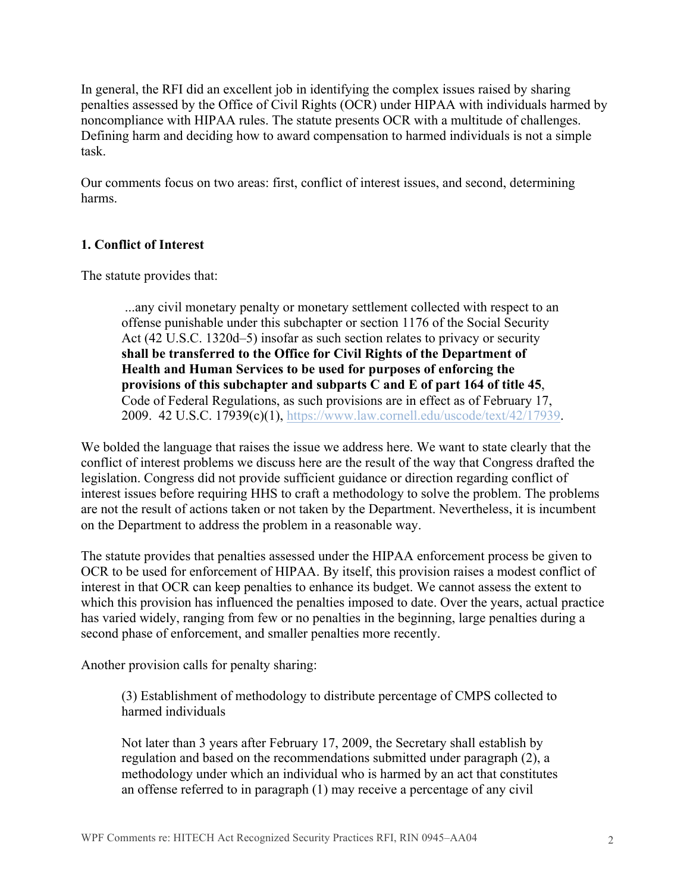In general, the RFI did an excellent job in identifying the complex issues raised by sharing penalties assessed by the Office of Civil Rights (OCR) under HIPAA with individuals harmed by noncompliance with HIPAA rules. The statute presents OCR with a multitude of challenges. Defining harm and deciding how to award compensation to harmed individuals is not a simple task.

Our comments focus on two areas: first, conflict of interest issues, and second, determining harms.

### 1. Conflict of Interest

The statute provides that:

> ...any civil monetary penalty or monetary settlement collected with respect to an offense punishable under this subchapter or section 1176 of the Social Security Act (42 U.S.C. 1320d–5) insofar as such section relates to privacy or security **shall be transferred to the Office for Civil Rights of the Department of Health and Human Services to be used for purposes of enforcing the provisions of this subchapter and subparts C and E of part 164 of title 45**, Code of Federal Regulations, as such provisions are in effect as of February 17, 2009. 42 U.S.C. 17939(c)(1), https://www.law.cornell.edu/uscode/text/42/17939.

We bolded the language that raises the issue we address here. We want to state clearly that the conflict of interest problems we discuss here are the result of the way that Congress drafted the legislation. Congress did not provide sufficient guidance or direction regarding conflict of interest issues before requiring HHS to craft a methodology to solve the problem. The problems are not the result of actions taken or not taken by the Department. Nevertheless, it is incumbent on the Department to address the problem in a reasonable way.

The statute provides that penalties assessed under the HIPAA enforcement process be given to OCR to be used for enforcement of HIPAA. By itself, this provision raises a modest conflict of interest in that OCR can keep penalties to enhance its budget. We cannot assess the extent to which this provision has influenced the penalties imposed to date. Over the years, actual practice has varied widely, ranging from few or no penalties in the beginning, large penalties during a second phase of enforcement, and smaller penalties more recently.

Another provision calls for penalty sharing:

> (3) Establishment of methodology to distribute percentage of CMPS collected to harmed individuals
>
> Not later than 3 years after February 17, 2009, the Secretary shall establish by regulation and based on the recommendations submitted under paragraph (2), a methodology under which an individual who is harmed by an act that constitutes an offense referred to in paragraph (1) may receive a percentage of any civil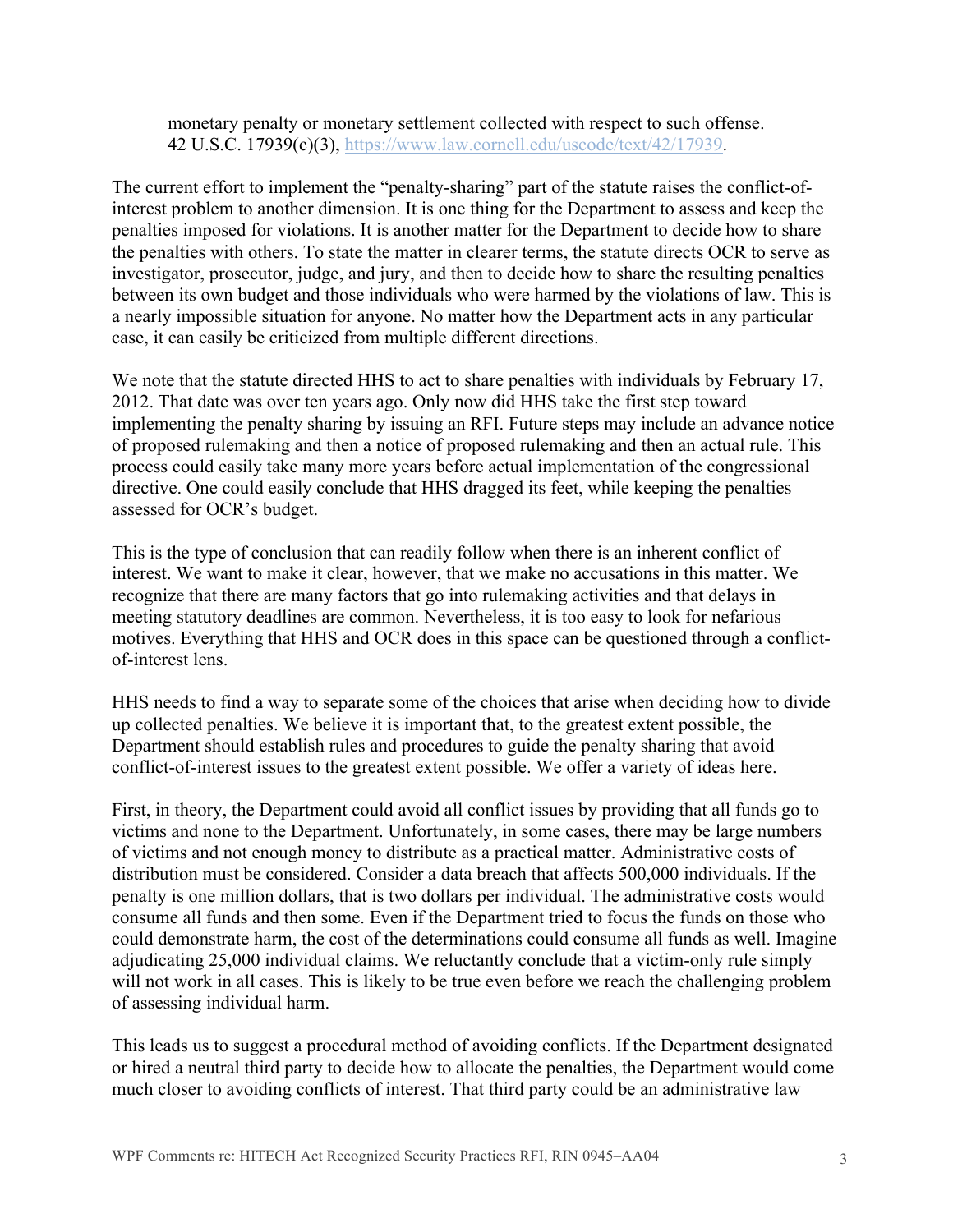> monetary penalty or monetary settlement collected with respect to such offense. 42 U.S.C. 17939(c)(3), https://www.law.cornell.edu/uscode/text/42/17939.

The current effort to implement the "penalty-sharing" part of the statute raises the conflict-of-interest problem to another dimension. It is one thing for the Department to assess and keep the penalties imposed for violations. It is another matter for the Department to decide how to share the penalties with others. To state the matter in clearer terms, the statute directs OCR to serve as investigator, prosecutor, judge, and jury, and then to decide how to share the resulting penalties between its own budget and those individuals who were harmed by the violations of law. This is a nearly impossible situation for anyone. No matter how the Department acts in any particular case, it can easily be criticized from multiple different directions.

We note that the statute directed HHS to act to share penalties with individuals by February 17, 2012. That date was over ten years ago. Only now did HHS take the first step toward implementing the penalty sharing by issuing an RFI. Future steps may include an advance notice of proposed rulemaking and then a notice of proposed rulemaking and then an actual rule. This process could easily take many more years before actual implementation of the congressional directive. One could easily conclude that HHS dragged its feet, while keeping the penalties assessed for OCR's budget.

This is the type of conclusion that can readily follow when there is an inherent conflict of interest. We want to make it clear, however, that we make no accusations in this matter. We recognize that there are many factors that go into rulemaking activities and that delays in meeting statutory deadlines are common. Nevertheless, it is too easy to look for nefarious motives. Everything that HHS and OCR does in this space can be questioned through a conflict-of-interest lens.

HHS needs to find a way to separate some of the choices that arise when deciding how to divide up collected penalties. We believe it is important that, to the greatest extent possible, the Department should establish rules and procedures to guide the penalty sharing that avoid conflict-of-interest issues to the greatest extent possible. We offer a variety of ideas here.

First, in theory, the Department could avoid all conflict issues by providing that all funds go to victims and none to the Department. Unfortunately, in some cases, there may be large numbers of victims and not enough money to distribute as a practical matter. Administrative costs of distribution must be considered. Consider a data breach that affects 500,000 individuals. If the penalty is one million dollars, that is two dollars per individual. The administrative costs would consume all funds and then some. Even if the Department tried to focus the funds on those who could demonstrate harm, the cost of the determinations could consume all funds as well. Imagine adjudicating 25,000 individual claims. We reluctantly conclude that a victim-only rule simply will not work in all cases. This is likely to be true even before we reach the challenging problem of assessing individual harm.

This leads us to suggest a procedural method of avoiding conflicts. If the Department designated or hired a neutral third party to decide how to allocate the penalties, the Department would come much closer to avoiding conflicts of interest. That third party could be an administrative law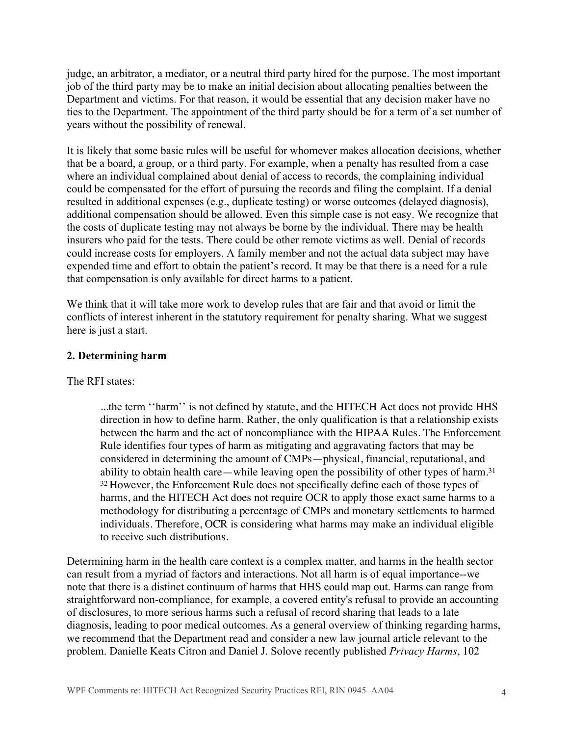judge, an arbitrator, a mediator, or a neutral third party hired for the purpose. The most important job of the third party may be to make an initial decision about allocating penalties between the Department and victims. For that reason, it would be essential that any decision maker have no ties to the Department. The appointment of the third party should be for a term of a set number of years without the possibility of renewal.

It is likely that some basic rules will be useful for whomever makes allocation decisions, whether that be a board, a group, or a third party. For example, when a penalty has resulted from a case where an individual complained about denial of access to records, the complaining individual could be compensated for the effort of pursuing the records and filing the complaint. If a denial resulted in additional expenses (e.g., duplicate testing) or worse outcomes (delayed diagnosis), additional compensation should be allowed. Even this simple case is not easy. We recognize that the costs of duplicate testing may not always be borne by the individual. There may be health insurers who paid for the tests. There could be other remote victims as well. Denial of records could increase costs for employers. A family member and not the actual data subject may have expended time and effort to obtain the patient's record. It may be that there is a need for a rule that compensation is only available for direct harms to a patient.

We think that it will take more work to develop rules that are fair and that avoid or limit the conflicts of interest inherent in the statutory requirement for penalty sharing. What we suggest here is just a start.

## 2. Determining harm

The RFI states:

> ...the term ''harm'' is not defined by statute, and the HITECH Act does not provide HHS direction in how to define harm. Rather, the only qualification is that a relationship exists between the harm and the act of noncompliance with the HIPAA Rules. The Enforcement Rule identifies four types of harm as mitigating and aggravating factors that may be considered in determining the amount of CMPs—physical, financial, reputational, and ability to obtain health care—while leaving open the possibility of other types of harm.[31] [32] However, the Enforcement Rule does not specifically define each of those types of harms, and the HITECH Act does not require OCR to apply those exact same harms to a methodology for distributing a percentage of CMPs and monetary settlements to harmed individuals. Therefore, OCR is considering what harms may make an individual eligible to receive such distributions.

Determining harm in the health care context is a complex matter, and harms in the health sector can result from a myriad of factors and interactions. Not all harm is of equal importance--we note that there is a distinct continuum of harms that HHS could map out. Harms can range from straightforward non-compliance, for example, a covered entity's refusal to provide an accounting of disclosures, to more serious harms such a refusal of record sharing that leads to a late diagnosis, leading to poor medical outcomes. As a general overview of thinking regarding harms, we recommend that the Department read and consider a new law journal article relevant to the problem. Danielle Keats Citron and Daniel J. Solove recently published *Privacy Harms*, 102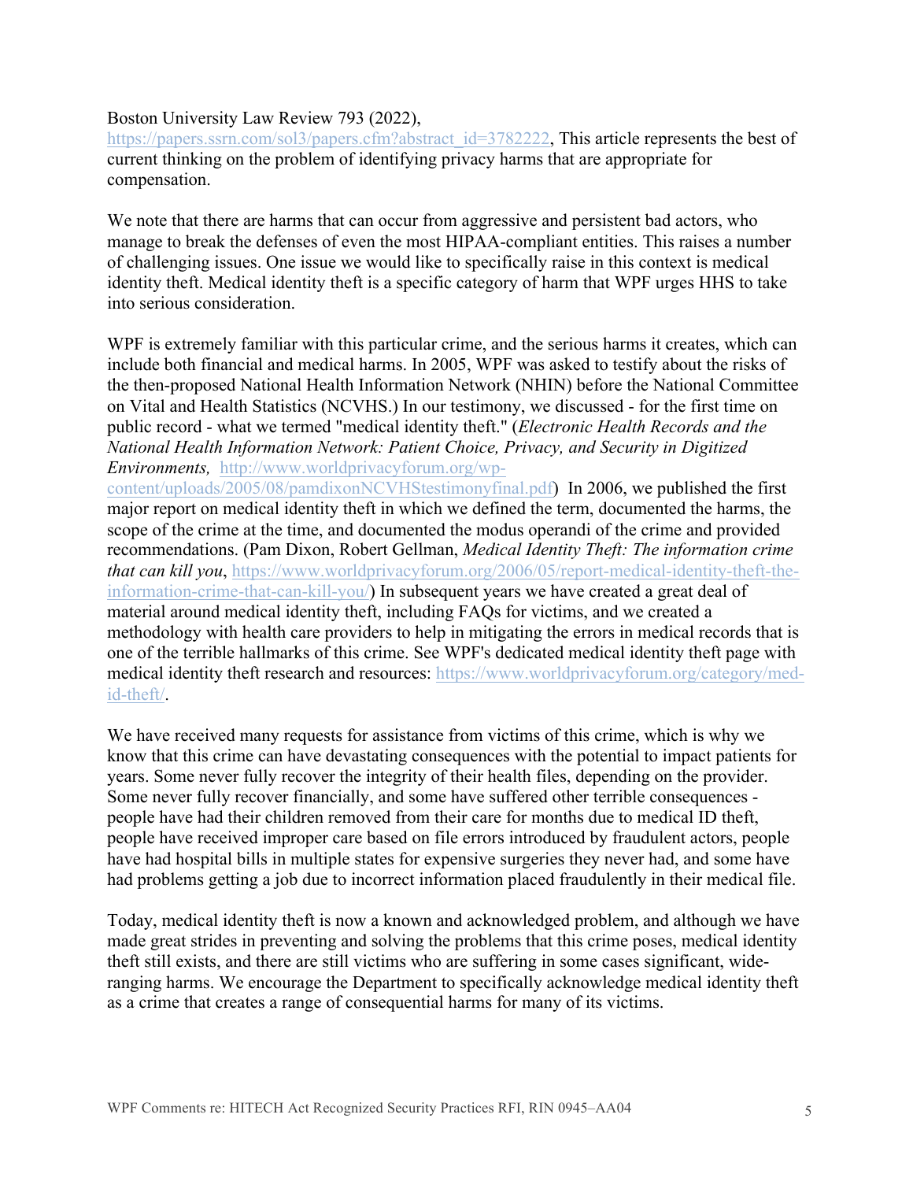Boston University Law Review 793 (2022), https://papers.ssrn.com/sol3/papers.cfm?abstract_id=3782222, This article represents the best of current thinking on the problem of identifying privacy harms that are appropriate for compensation.

We note that there are harms that can occur from aggressive and persistent bad actors, who manage to break the defenses of even the most HIPAA-compliant entities. This raises a number of challenging issues. One issue we would like to specifically raise in this context is medical identity theft. Medical identity theft is a specific category of harm that WPF urges HHS to take into serious consideration.

WPF is extremely familiar with this particular crime, and the serious harms it creates, which can include both financial and medical harms. In 2005, WPF was asked to testify about the risks of the then-proposed National Health Information Network (NHIN) before the National Committee on Vital and Health Statistics (NCVHS.) In our testimony, we discussed - for the first time on public record - what we termed "medical identity theft." (*Electronic Health Records and the National Health Information Network: Patient Choice, Privacy, and Security in Digitized Environments,* http://www.worldprivacyforum.org/wp-content/uploads/2005/08/pamdixonNCVHStestimonyfinal.pdf) In 2006, we published the first major report on medical identity theft in which we defined the term, documented the harms, the scope of the crime at the time, and documented the modus operandi of the crime and provided recommendations. (Pam Dixon, Robert Gellman, *Medical Identity Theft: The information crime that can kill you*, https://www.worldprivacyforum.org/2006/05/report-medical-identity-theft-the-information-crime-that-can-kill-you/) In subsequent years we have created a great deal of material around medical identity theft, including FAQs for victims, and we created a methodology with health care providers to help in mitigating the errors in medical records that is one of the terrible hallmarks of this crime. See WPF's dedicated medical identity theft page with medical identity theft research and resources: https://www.worldprivacyforum.org/category/med-id-theft/.

We have received many requests for assistance from victims of this crime, which is why we know that this crime can have devastating consequences with the potential to impact patients for years. Some never fully recover the integrity of their health files, depending on the provider. Some never fully recover financially, and some have suffered other terrible consequences - people have had their children removed from their care for months due to medical ID theft, people have received improper care based on file errors introduced by fraudulent actors, people have had hospital bills in multiple states for expensive surgeries they never had, and some have had problems getting a job due to incorrect information placed fraudulently in their medical file.

Today, medical identity theft is now a known and acknowledged problem, and although we have made great strides in preventing and solving the problems that this crime poses, medical identity theft still exists, and there are still victims who are suffering in some cases significant, wide-ranging harms. We encourage the Department to specifically acknowledge medical identity theft as a crime that creates a range of consequential harms for many of its victims.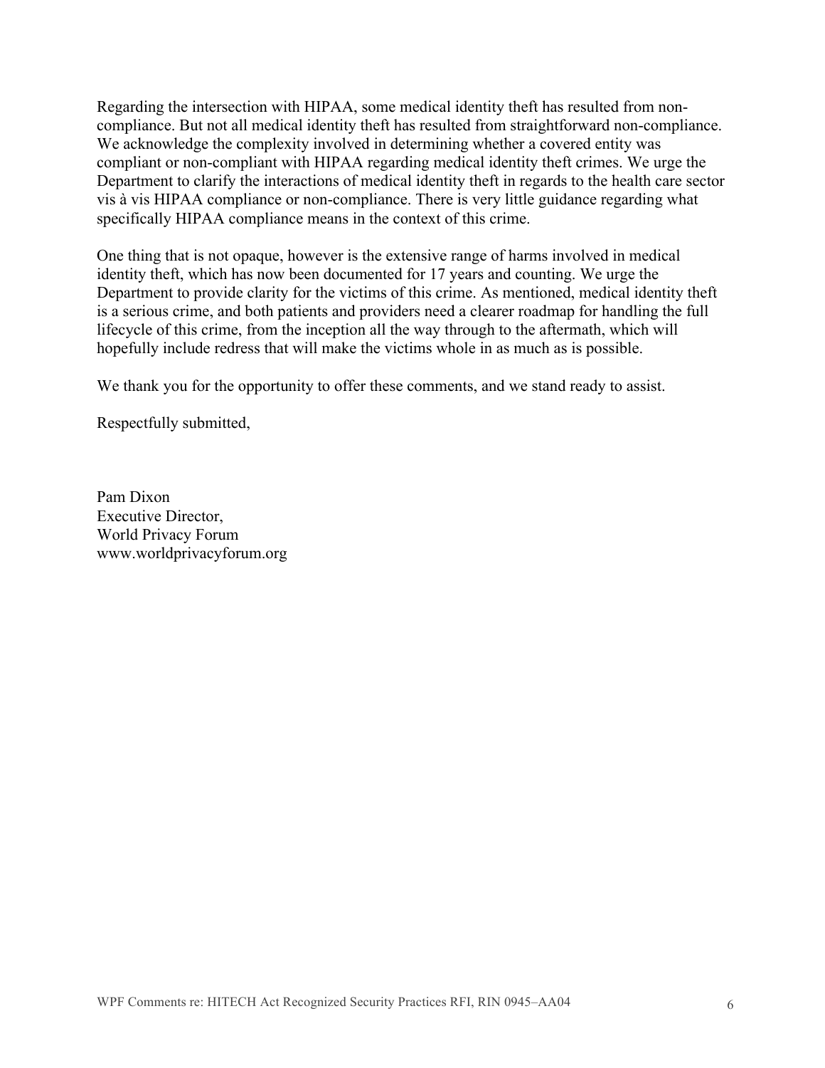Regarding the intersection with HIPAA, some medical identity theft has resulted from non-compliance. But not all medical identity theft has resulted from straightforward non-compliance. We acknowledge the complexity involved in determining whether a covered entity was compliant or non-compliant with HIPAA regarding medical identity theft crimes. We urge the Department to clarify the interactions of medical identity theft in regards to the health care sector vis à vis HIPAA compliance or non-compliance. There is very little guidance regarding what specifically HIPAA compliance means in the context of this crime.

One thing that is not opaque, however is the extensive range of harms involved in medical identity theft, which has now been documented for 17 years and counting. We urge the Department to provide clarity for the victims of this crime. As mentioned, medical identity theft is a serious crime, and both patients and providers need a clearer roadmap for handling the full lifecycle of this crime, from the inception all the way through to the aftermath, which will hopefully include redress that will make the victims whole in as much as is possible.

We thank you for the opportunity to offer these comments, and we stand ready to assist.

Respectfully submitted,

Pam Dixon
Executive Director,
World Privacy Forum
www.worldprivacyforum.org